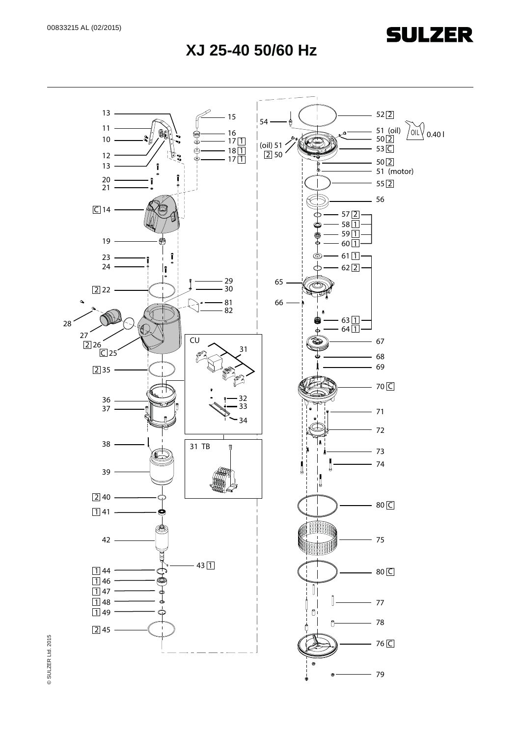# XJ 25-40 50/60 Hz

13
11
10
12
13
20
21
C 14
19
23
24
2 22
28
27
2 26
C 25
2 35
36
37
38
39
2 40
1 41
42
1 44
1 46
1 47
1 48
1 49
2 45

15
16
17 1
18 1
17 1
29
30
81
82

CU
31
32
33
34

31 TB

43 1

54
(oil) 51
2 50
65
66

52 2
51 (oil) OIL 0.40 l
50 2
53 C
50 2
51 (motor)
55 2
56
57 2
58 1
59 1
60 1
61 1
62 2
63 1
64 1
67
68
69
70 C
71
72
73
74
80 C
75
80 C
77
78
76 C
79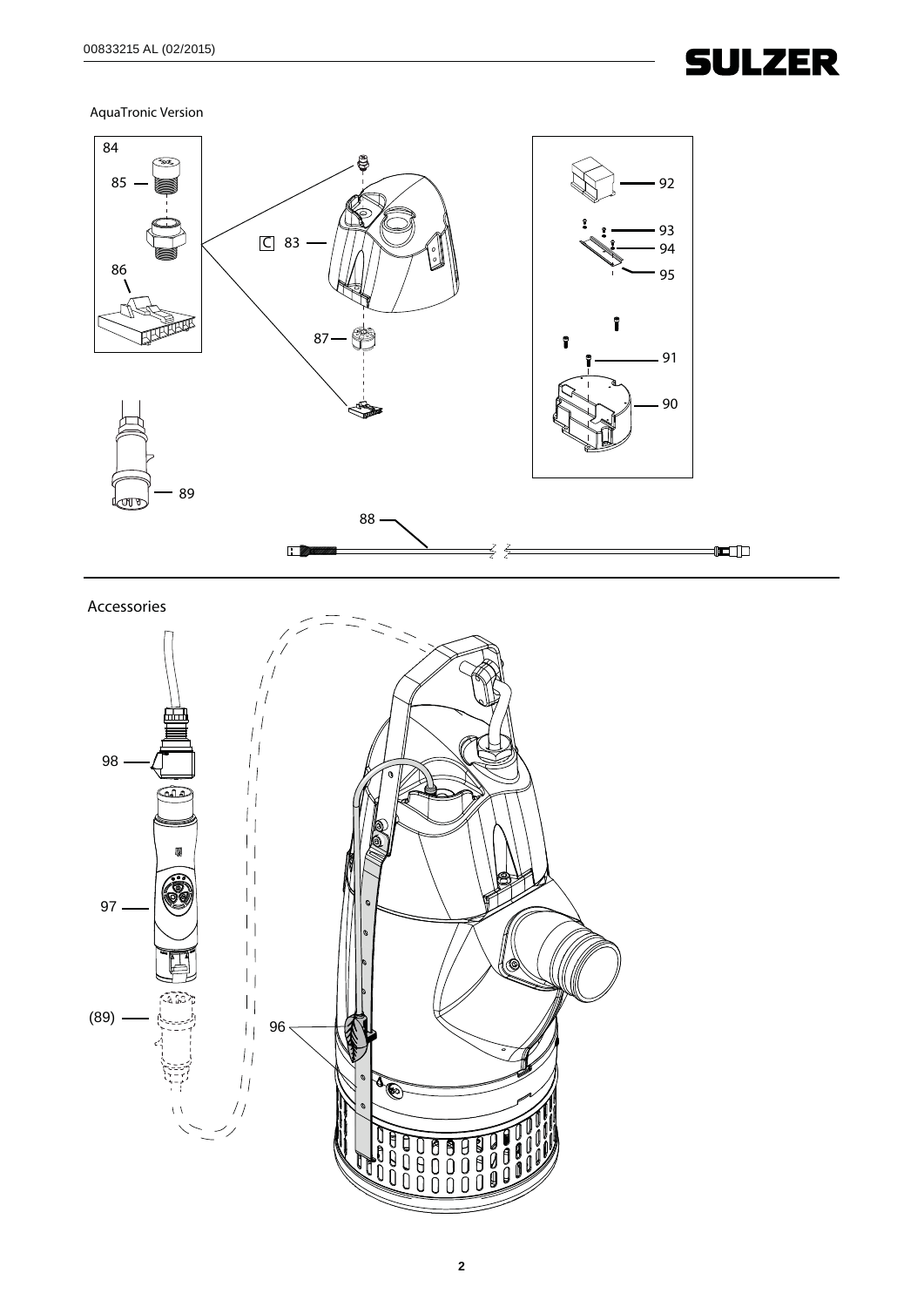AquaTronic Version

84

85

86

C 83

87

89

88

92

93

94

95

91

90

Accessories

98

97

(89)

96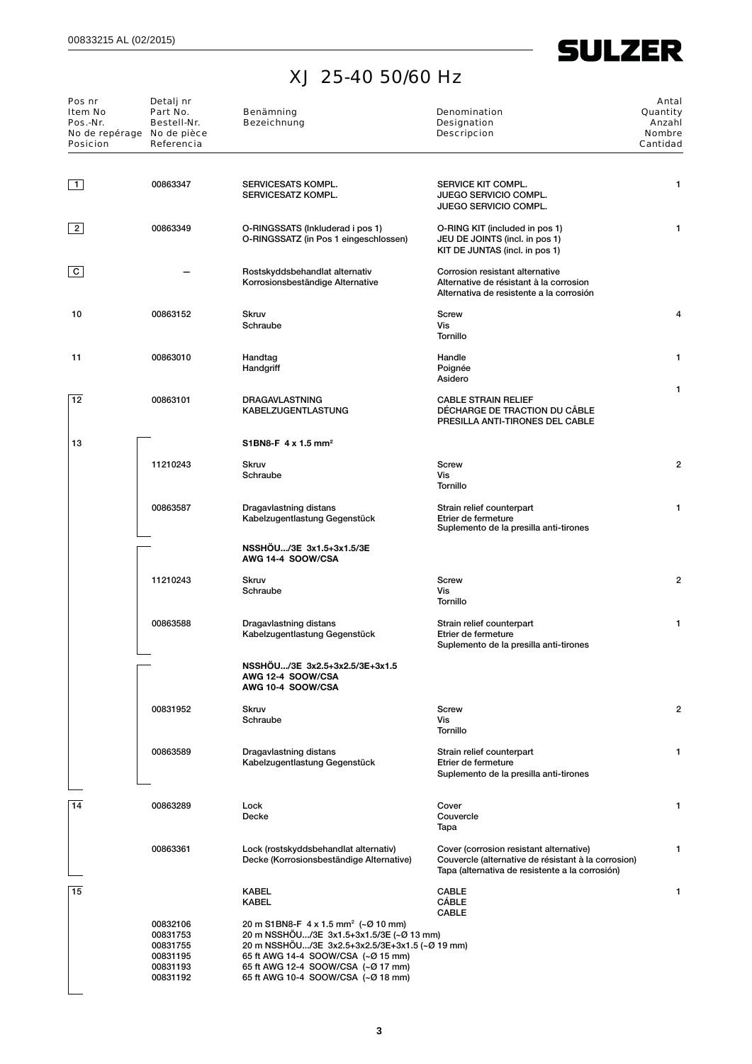# XJ 25-40 50/60 Hz

| Pos nr<br>Item No<br>Pos.-Nr.<br>No de repérage<br>Posicion | Detalj nr<br>Part No.<br>Bestell-Nr.<br>No de pièce<br>Referencia | Benämning<br>Bezeichnung | Denomination<br>Designation<br>Descripcion | Antal<br>Quantity<br>Anzahl<br>Nombre<br>Cantidad |
|---|---|---|---|---|
| 1 | 00863347 | SERVICESATS KOMPL.<br>SERVICESATZ KOMPL. | SERVICE KIT COMPL.<br>JUEGO SERVICIO COMPL.<br>JUEGO SERVICIO COMPL. | 1 |
| 2 | 00863349 | O-RINGSSATS (Inkluderad i pos 1)<br>O-RINGSSATZ (in Pos 1 eingeschlossen) | O-RING KIT (included in pos 1)<br>JEU DE JOINTS (incl. in pos 1)<br>KIT DE JUNTAS (incl. in pos 1) | 1 |
| C | – | Rostskyddsbehandlat alternativ<br>Korrosionsbeständige Alternative | Corrosion resistant alternative<br>Alternative de résistant à la corrosion<br>Alternativa de resistente a la corrosión | |
| 10 | 00863152 | Skruv<br>Schraube | Screw<br>Vis<br>Tornillo | 4 |
| 11 | 00863010 | Handtag<br>Handgriff | Handle<br>Poignée<br>Asidero | 1 |
| 12 | 00863101 | DRAGAVLASTNING<br>KABELZUGENTLASTUNG | CABLE STRAIN RELIEF<br>DÉCHARGE DE TRACTION DU CÂBLE<br>PRESILLA ANTI-TIRONES DEL CABLE | 1 |
| 13 | | **S1BN8-F 4 x 1.5 mm²** | | |
| | 11210243 | Skruv<br>Schraube | Screw<br>Vis<br>Tornillo | 2 |
| | 00863587 | Dragavlastning distans<br>Kabelzugentlastung Gegenstück | Strain relief counterpart<br>Etrier de fermeture<br>Suplemento de la presilla anti-tirones | 1 |
| | | **NSSHÖU.../3E 3x1.5+3x1.5/3E**<br>**AWG 14-4 SOOW/CSA** | | |
| | 11210243 | Skruv<br>Schraube | Screw<br>Vis<br>Tornillo | 2 |
| | 00863588 | Dragavlastning distans<br>Kabelzugentlastung Gegenstück | Strain relief counterpart<br>Etrier de fermeture<br>Suplemento de la presilla anti-tirones | 1 |
| | | **NSSHÖU.../3E 3x2.5+3x2.5/3E+3x1.5**<br>**AWG 12-4 SOOW/CSA**<br>**AWG 10-4 SOOW/CSA** | | |
| | 00831952 | Skruv<br>Schraube | Screw<br>Vis<br>Tornillo | 2 |
| | 00863589 | Dragavlastning distans<br>Kabelzugentlastung Gegenstück | Strain relief counterpart<br>Etrier de fermeture<br>Suplemento de la presilla anti-tirones | 1 |
| 14 | 00863289 | Lock<br>Decke | Cover<br>Couvercle<br>Tapa | 1 |
| | 00863361 | Lock (rostskyddsbehandlat alternativ)<br>Decke (Korrosionsbeständige Alternative) | Cover (corrosion resistant alternative)<br>Couvercle (alternative de résistant à la corrosion)<br>Tapa (alternativa de resistente a la corrosión) | 1 |
| 15 | | KABEL<br>KABEL | CABLE<br>CÂBLE<br>CABLE | 1 |
| | 00832106 | 20 m S1BN8-F 4 x 1.5 mm² (~Ø 10 mm) | | |
| | 00831753 | 20 m NSSHÖU.../3E 3x1.5+3x1.5/3E (~Ø 13 mm) | | |
| | 00831755 | 20 m NSSHÖU.../3E 3x2.5+3x2.5/3E+3x1.5 (~Ø 19 mm) | | |
| | 00831195 | 65 ft AWG 14-4 SOOW/CSA (~Ø 15 mm) | | |
| | 00831193 | 65 ft AWG 12-4 SOOW/CSA (~Ø 17 mm) | | |
| | 00831192 | 65 ft AWG 10-4 SOOW/CSA (~Ø 18 mm) | | |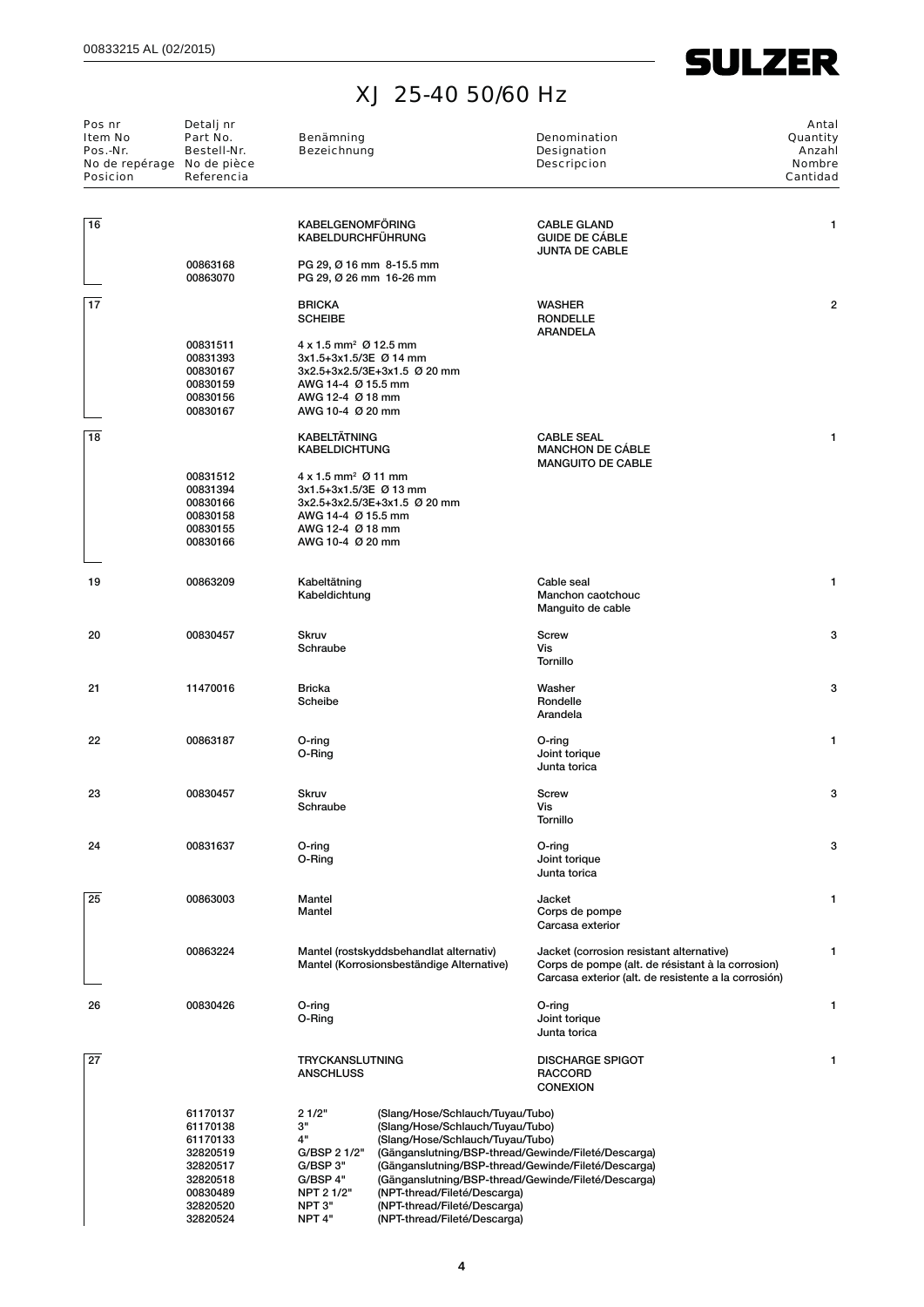# XJ 25-40 50/60 Hz

| Pos nr<br>Item No<br>Pos.-Nr.<br>No de repérage<br>Posicion | Detalj nr<br>Part No.<br>Bestell-Nr.<br>No de pièce<br>Referencia | Benämning<br>Bezeichnung | Denomination<br>Designation<br>Descripcion | Antal<br>Quantity<br>Anzahl<br>Nombre<br>Cantidad |
|---|---|---|---|---|
| 16 | | KABELGENOMFÖRING<br>KABELDURCHFÜHRUNG | CABLE GLAND<br>GUIDE DE CÁBLE<br>JUNTA DE CABLE | 1 |
| | 00863168 | PG 29, Ø 16 mm 8-15.5 mm | | |
| | 00863070 | PG 29, Ø 26 mm 16-26 mm | | |
| 17 | | BRICKA<br>SCHEIBE | WASHER<br>RONDELLE<br>ARANDELA | 2 |
| | 00831511 | 4 x 1.5 mm² Ø 12.5 mm | | |
| | 00831393 | 3x1.5+3x1.5/3E Ø 14 mm | | |
| | 00830167 | 3x2.5+3x2.5/3E+3x1.5 Ø 20 mm | | |
| | 00830159 | AWG 14-4 Ø 15.5 mm | | |
| | 00830156 | AWG 12-4 Ø 18 mm | | |
| | 00830167 | AWG 10-4 Ø 20 mm | | |
| 18 | | KABELTÄTNING<br>KABELDICHTUNG | CABLE SEAL<br>MANCHON DE CÁBLE<br>MANGUITO DE CABLE | 1 |
| | 00831512 | 4 x 1.5 mm² Ø 11 mm | | |
| | 00831394 | 3x1.5+3x1.5/3E Ø 13 mm | | |
| | 00830166 | 3x2.5+3x2.5/3E+3x1.5 Ø 20 mm | | |
| | 00830158 | AWG 14-4 Ø 15.5 mm | | |
| | 00830155 | AWG 12-4 Ø 18 mm | | |
| | 00830166 | AWG 10-4 Ø 20 mm | | |
| 19 | 00863209 | Kabeltätning<br>Kabeldichtung | Cable seal<br>Manchon caotchouc<br>Manguito de cable | 1 |
| 20 | 00830457 | Skruv<br>Schraube | Screw<br>Vis<br>Tornillo | 3 |
| 21 | 11470016 | Bricka<br>Scheibe | Washer<br>Rondelle<br>Arandela | 3 |
| 22 | 00863187 | O-ring<br>O-Ring | O-ring<br>Joint torique<br>Junta torica | 1 |
| 23 | 00830457 | Skruv<br>Schraube | Screw<br>Vis<br>Tornillo | 3 |
| 24 | 00831637 | O-ring<br>O-Ring | O-ring<br>Joint torique<br>Junta torica | 3 |
| 25 | 00863003 | Mantel<br>Mantel | Jacket<br>Corps de pompe<br>Carcasa exterior | 1 |
| | 00863224 | Mantel (rostskyddsbehandlat alternativ)<br>Mantel (Korrosionsbeständige Alternative) | Jacket (corrosion resistant alternative)<br>Corps de pompe (alt. de résistant à la corrosion)<br>Carcasa exterior (alt. de resistente a la corrosión) | 1 |
| 26 | 00830426 | O-ring<br>O-Ring | O-ring<br>Joint torique<br>Junta torica | 1 |
| 27 | | TRYCKANSLUTNING<br>ANSCHLUSS | DISCHARGE SPIGOT<br>RACCORD<br>CONEXION | 1 |
| | 61170137 | 2 1/2" (Slang/Hose/Schlauch/Tuyau/Tubo) | | |
| | 61170138 | 3" (Slang/Hose/Schlauch/Tuyau/Tubo) | | |
| | 61170133 | 4" (Slang/Hose/Schlauch/Tuyau/Tubo) | | |
| | 32820519 | G/BSP 2 1/2" (Gänganslutning/BSP-thread/Gewinde/Fileté/Descarga) | | |
| | 32820517 | G/BSP 3" (Gänganslutning/BSP-thread/Gewinde/Fileté/Descarga) | | |
| | 32820518 | G/BSP 4" (Gänganslutning/BSP-thread/Gewinde/Fileté/Descarga) | | |
| | 00830489 | NPT 2 1/2" (NPT-thread/Fileté/Descarga) | | |
| | 32820520 | NPT 3" (NPT-thread/Fileté/Descarga) | | |
| | 32820524 | NPT 4" (NPT-thread/Fileté/Descarga) | | |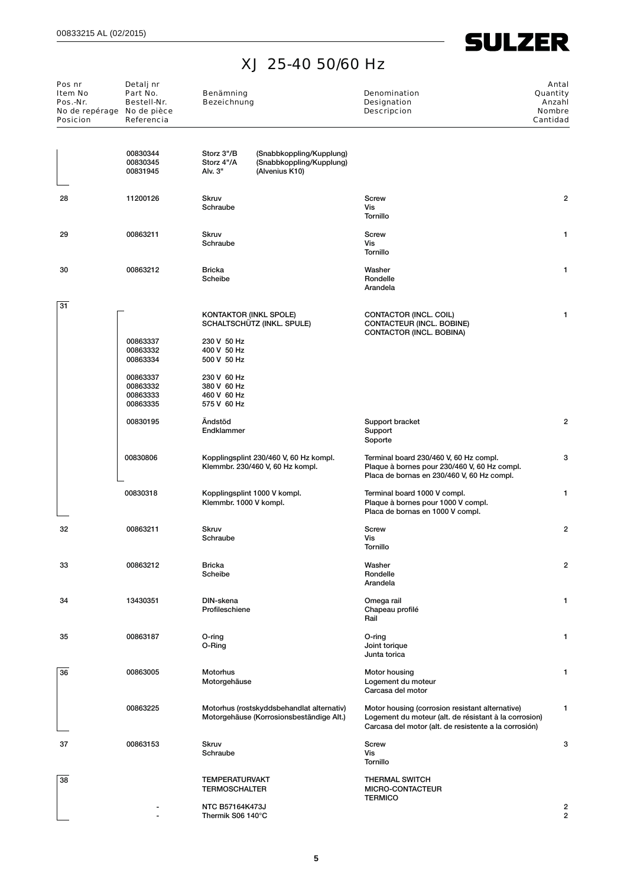# XJ 25-40 50/60 Hz

| Pos nr<br>Item No<br>Pos.-Nr.<br>No de repérage<br>Posicion | Detalj nr<br>Part No.<br>Bestell-Nr.<br>No de pièce<br>Referencia | Benämning<br>Bezeichnung | Denomination<br>Designation<br>Descripcion | Antal<br>Quantity<br>Anzahl<br>Nombre<br>Cantidad |
|---|---|---|---|---|
| | 00830344<br>00830345<br>00831945 | Storz 3"/B (Snabbkoppling/Kupplung)<br>Storz 4"/A (Snabbkoppling/Kupplung)<br>Alv. 3" (Alvenius K10) | | |
| 28 | 11200126 | Skruv<br>Schraube | Screw<br>Vis<br>Tornillo | 2 |
| 29 | 00863211 | Skruv<br>Schraube | Screw<br>Vis<br>Tornillo | 1 |
| 30 | 00863212 | Bricka<br>Scheibe | Washer<br>Rondelle<br>Arandela | 1 |
| 31 | | KONTAKTOR (INKL SPOLE)<br>SCHALTSCHÜTZ (INKL. SPULE) | CONTACTOR (INCL. COIL)<br>CONTACTEUR (INCL. BOBINE)<br>CONTACTOR (INCL. BOBINA) | 1 |
| | 00863337<br>00863332<br>00863334 | 230 V 50 Hz<br>400 V 50 Hz<br>500 V 50 Hz | | |
| | 00863337<br>00863332<br>00863333<br>00863335 | 230 V 60 Hz<br>380 V 60 Hz<br>460 V 60 Hz<br>575 V 60 Hz | | |
| | 00830195 | Ändstöd<br>Endklammer | Support bracket<br>Support<br>Soporte | 2 |
| | 00830806 | Kopplingsplint 230/460 V, 60 Hz kompl.<br>Klemmbr. 230/460 V, 60 Hz kompl. | Terminal board 230/460 V, 60 Hz compl.<br>Plaque à bornes pour 230/460 V, 60 Hz compl.<br>Placa de bornas en 230/460 V, 60 Hz compl. | 3 |
| | 00830318 | Kopplingsplint 1000 V kompl.<br>Klemmbr. 1000 V kompl. | Terminal board 1000 V compl.<br>Plaque à bornes pour 1000 V compl.<br>Placa de bornas en 1000 V compl. | 1 |
| 32 | 00863211 | Skruv<br>Schraube | Screw<br>Vis<br>Tornillo | 2 |
| 33 | 00863212 | Bricka<br>Scheibe | Washer<br>Rondelle<br>Arandela | 2 |
| 34 | 13430351 | DIN-skena<br>Profileschiene | Omega rail<br>Chapeau profilé<br>Rail | 1 |
| 35 | 00863187 | O-ring<br>O-Ring | O-ring<br>Joint torique<br>Junta torica | 1 |
| 36 | 00863005 | Motorhus<br>Motorgehäuse | Motor housing<br>Logement du moteur<br>Carcasa del motor | 1 |
| | 00863225 | Motorhus (rostskyddsbehandlat alternativ)<br>Motorgehäuse (Korrosionsbeständige Alt.) | Motor housing (corrosion resistant alternative)<br>Logement du moteur (alt. de résistant à la corrosion)<br>Carcasa del motor (alt. de resistente a la corrosión) | 1 |
| 37 | 00863153 | Skruv<br>Schraube | Screw<br>Vis<br>Tornillo | 3 |
| 38 | | TEMPERATURVAKT<br>TERMOSCHALTER | THERMAL SWITCH<br>MICRO-CONTACTEUR<br>TERMICO | |
| | - | NTC B57164K473J | | 2 |
| | - | Thermik S06 140°C | | 2 |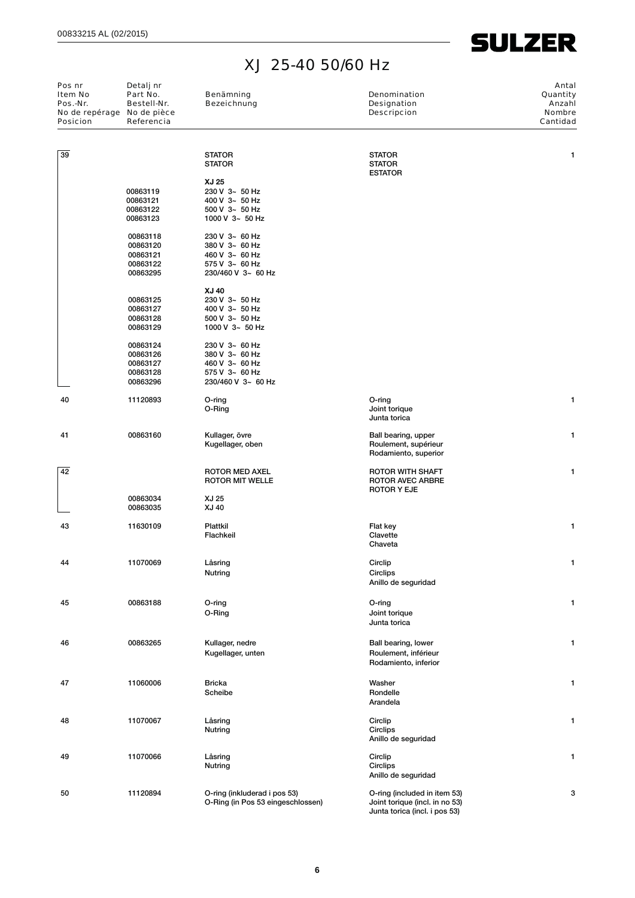# XJ 25-40 50/60 Hz

| Pos nr<br>Item No<br>Pos.-Nr.<br>No de repérage<br>Posicion | Detalj nr<br>Part No.<br>Bestell-Nr.<br>No de pièce<br>Referencia | Benämning<br>Bezeichnung | Denomination<br>Designation<br>Descripcion | Antal<br>Quantity<br>Anzahl<br>Nombre<br>Cantidad |
|---|---|---|---|---|
| 39 | | STATOR<br>STATOR | STATOR<br>STATOR<br>ESTATOR | 1 |
| | | **XJ 25** | | |
| | 00863119 | 230 V 3~ 50 Hz | | |
| | 00863121 | 400 V 3~ 50 Hz | | |
| | 00863122 | 500 V 3~ 50 Hz | | |
| | 00863123 | 1000 V 3~ 50 Hz | | |
| | 00863118 | 230 V 3~ 60 Hz | | |
| | 00863120 | 380 V 3~ 60 Hz | | |
| | 00863121 | 460 V 3~ 60 Hz | | |
| | 00863122 | 575 V 3~ 60 Hz | | |
| | 00863295 | 230/460 V 3~ 60 Hz | | |
| | | **XJ 40** | | |
| | 00863125 | 230 V 3~ 50 Hz | | |
| | 00863127 | 400 V 3~ 50 Hz | | |
| | 00863128 | 500 V 3~ 50 Hz | | |
| | 00863129 | 1000 V 3~ 50 Hz | | |
| | 00863124 | 230 V 3~ 60 Hz | | |
| | 00863126 | 380 V 3~ 60 Hz | | |
| | 00863127 | 460 V 3~ 60 Hz | | |
| | 00863128 | 575 V 3~ 60 Hz | | |
| | 00863296 | 230/460 V 3~ 60 Hz | | |
| 40 | 11120893 | O-ring<br>O-Ring | O-ring<br>Joint torique<br>Junta torica | 1 |
| 41 | 00863160 | Kullager, övre<br>Kugellager, oben | Ball bearing, upper<br>Roulement, supérieur<br>Rodamiento, superior | 1 |
| 42 | | ROTOR MED AXEL<br>ROTOR MIT WELLE | ROTOR WITH SHAFT<br>ROTOR AVEC ARBRE<br>ROTOR Y EJE | 1 |
| | 00863034 | XJ 25 | | |
| | 00863035 | XJ 40 | | |
| 43 | 11630109 | Plattkil<br>Flachkeil | Flat key<br>Clavette<br>Chaveta | 1 |
| 44 | 11070069 | Låsring<br>Nutring | Circlip<br>Circlips<br>Anillo de seguridad | 1 |
| 45 | 00863188 | O-ring<br>O-Ring | O-ring<br>Joint torique<br>Junta torica | 1 |
| 46 | 00863265 | Kullager, nedre<br>Kugellager, unten | Ball bearing, lower<br>Roulement, inférieur<br>Rodamiento, inferior | 1 |
| 47 | 11060006 | Bricka<br>Scheibe | Washer<br>Rondelle<br>Arandela | 1 |
| 48 | 11070067 | Låsring<br>Nutring | Circlip<br>Circlips<br>Anillo de seguridad | 1 |
| 49 | 11070066 | Låsring<br>Nutring | Circlip<br>Circlips<br>Anillo de seguridad | 1 |
| 50 | 11120894 | O-ring (inkluderad i pos 53)<br>O-Ring (in Pos 53 eingeschlossen) | O-ring (included in item 53)<br>Joint torique (incl. in no 53)<br>Junta torica (incl. i pos 53) | 3 |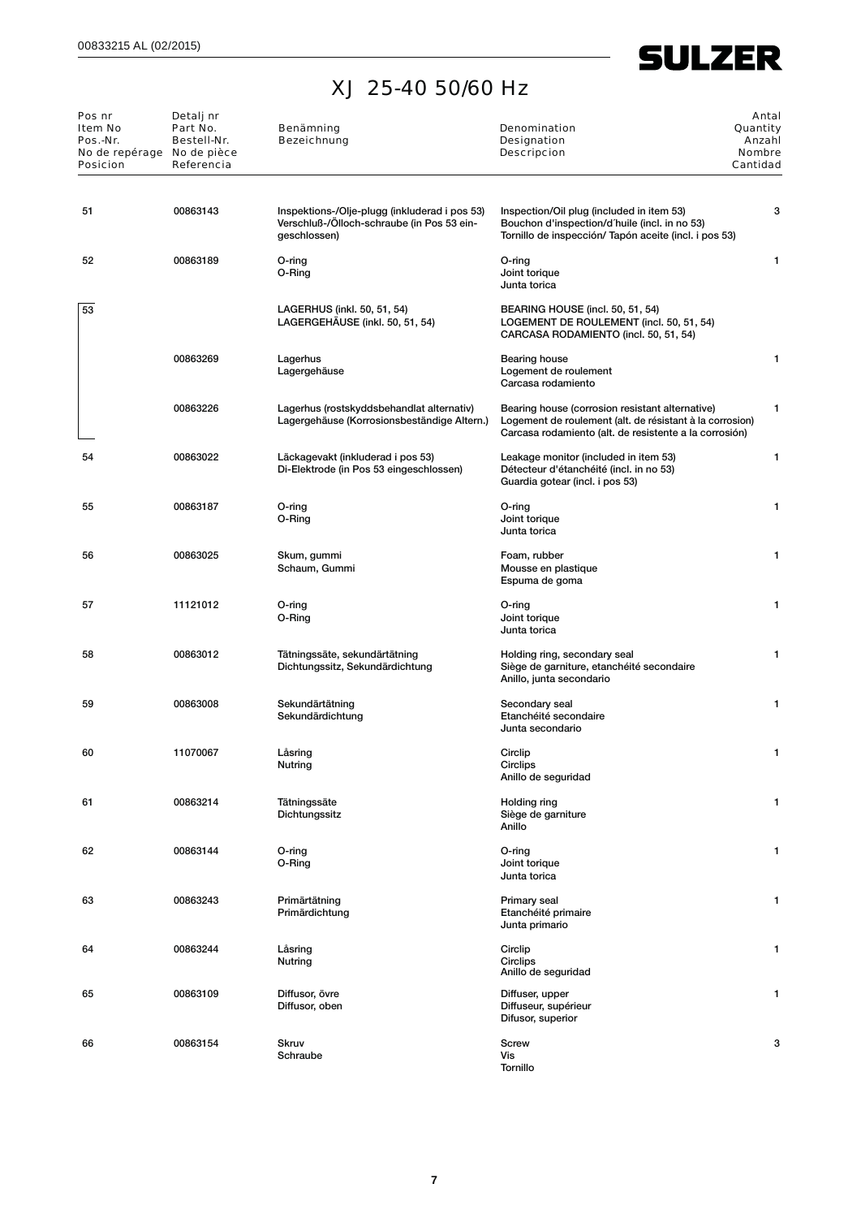# XJ 25-40 50/60 Hz

| Pos nr<br>Item No<br>Pos.-Nr.<br>No de repérage<br>Posicion | Detalj nr<br>Part No.<br>Bestell-Nr.<br>No de pièce<br>Referencia | Benämning<br>Bezeichnung | Denomination<br>Designation<br>Descripcion | Antal<br>Quantity<br>Anzahl<br>Nombre<br>Cantidad |
|---|---|---|---|---|
| 51 | 00863143 | Inspektions-/Olje-plugg (inkluderad i pos 53)<br>Verschluß-/Ölloch-schraube (in Pos 53 eingeschlossen) | Inspection/Oil plug (included in item 53)<br>Bouchon d'inspection/d´huile (incl. in no 53)<br>Tornillo de inspección/ Tapón aceite (incl. i pos 53) | 3 |
| 52 | 00863189 | O-ring<br>O-Ring | O-ring<br>Joint torique<br>Junta torica | 1 |
| 53 | | LAGERHUS (inkl. 50, 51, 54)<br>LAGERGEHÄUSE (inkl. 50, 51, 54) | BEARING HOUSE (incl. 50, 51, 54)<br>LOGEMENT DE ROULEMENT (incl. 50, 51, 54)<br>CARCASA RODAMIENTO (incl. 50, 51, 54) | |
| | 00863269 | Lagerhus<br>Lagergehäuse | Bearing house<br>Logement de roulement<br>Carcasa rodamiento | 1 |
| | 00863226 | Lagerhus (rostskyddsbehandlat alternativ)<br>Lagergehäuse (Korrosionsbeständige Altern.) | Bearing house (corrosion resistant alternative)<br>Logement de roulement (alt. de résistant à la corrosion)<br>Carcasa rodamiento (alt. de resistente a la corrosión) | 1 |
| 54 | 00863022 | Läckagevakt (inkluderad i pos 53)<br>Di-Elektrode (in Pos 53 eingeschlossen) | Leakage monitor (included in item 53)<br>Détecteur d'étanchéité (incl. in no 53)<br>Guardia gotear (incl. i pos 53) | 1 |
| 55 | 00863187 | O-ring<br>O-Ring | O-ring<br>Joint torique<br>Junta torica | 1 |
| 56 | 00863025 | Skum, gummi<br>Schaum, Gummi | Foam, rubber<br>Mousse en plastique<br>Espuma de goma | 1 |
| 57 | 11121012 | O-ring<br>O-Ring | O-ring<br>Joint torique<br>Junta torica | 1 |
| 58 | 00863012 | Tätningssäte, sekundärtätning<br>Dichtungssitz, Sekundärdichtung | Holding ring, secondary seal<br>Siège de garniture, etanchéité secondaire<br>Anillo, junta secondario | 1 |
| 59 | 00863008 | Sekundärtätning<br>Sekundärdichtung | Secondary seal<br>Etanchéité secondaire<br>Junta secondario | 1 |
| 60 | 11070067 | Låsring<br>Nutring | Circlip<br>Circlips<br>Anillo de seguridad | 1 |
| 61 | 00863214 | Tätningssäte<br>Dichtungssitz | Holding ring<br>Siège de garniture<br>Anillo | 1 |
| 62 | 00863144 | O-ring<br>O-Ring | O-ring<br>Joint torique<br>Junta torica | 1 |
| 63 | 00863243 | Primärtätning<br>Primärdichtung | Primary seal<br>Etanchéité primaire<br>Junta primario | 1 |
| 64 | 00863244 | Låsring<br>Nutring | Circlip<br>Circlips<br>Anillo de seguridad | 1 |
| 65 | 00863109 | Diffusor, övre<br>Diffusor, oben | Diffuser, upper<br>Diffuseur, supérieur<br>Difusor, superior | 1 |
| 66 | 00863154 | Skruv<br>Schraube | Screw<br>Vis<br>Tornillo | 3 |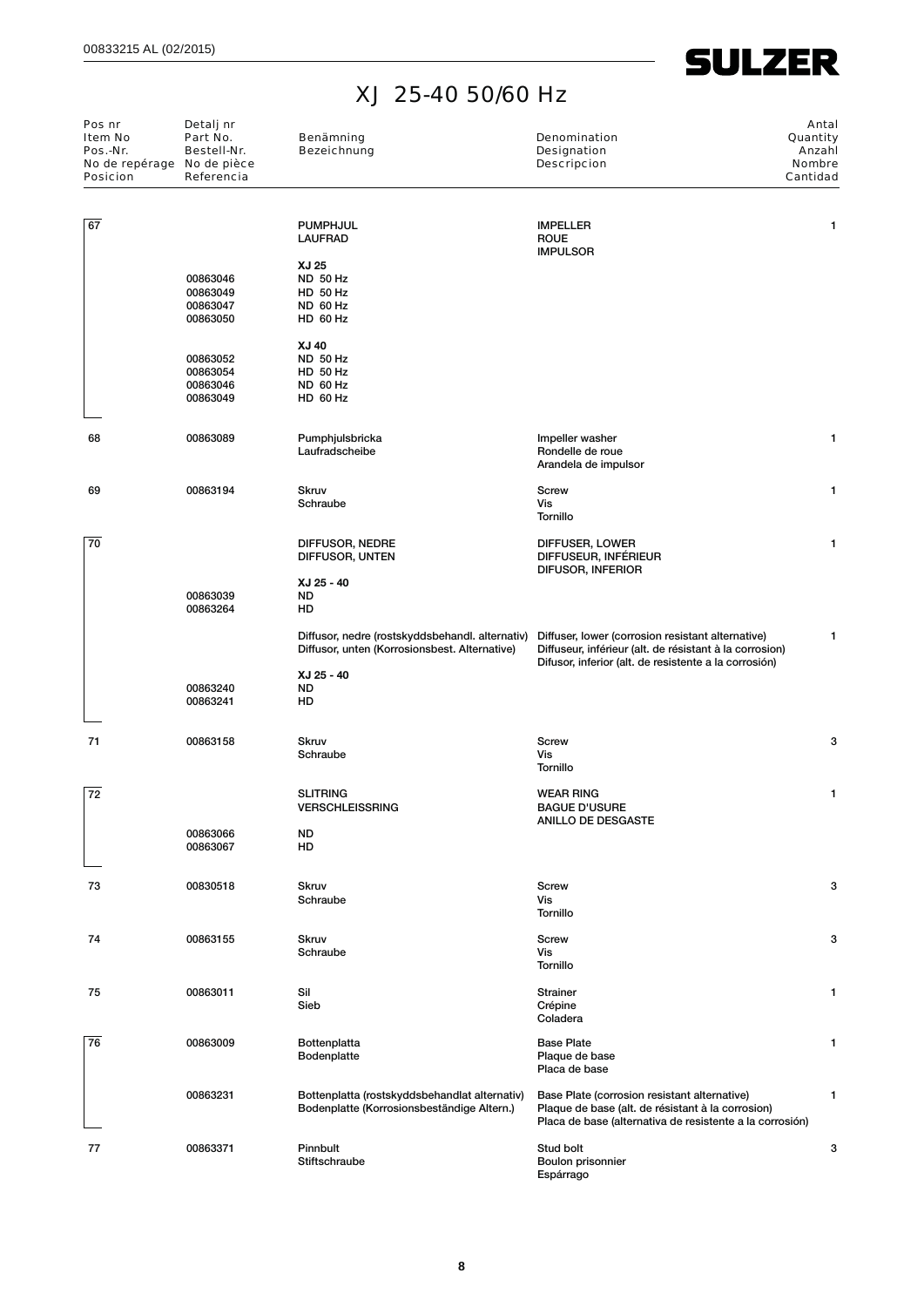# XJ 25-40 50/60 Hz

| Pos nr<br>Item No<br>Pos.-Nr.<br>No de repérage<br>Posicion | Detalj nr<br>Part No.<br>Bestell-Nr.<br>No de pièce<br>Referencia | Benämning<br>Bezeichnung | Denomination<br>Designation<br>Descripcion | Antal<br>Quantity<br>Anzahl<br>Nombre<br>Cantidad |
|---|---|---|---|---|
| 67 | | PUMPHJUL<br>LAUFRAD | IMPELLER<br>ROUE<br>IMPULSOR | 1 |
| | | XJ 25 | | |
| | 00863046 | ND 50 Hz | | |
| | 00863049 | HD 50 Hz | | |
| | 00863047 | ND 60 Hz | | |
| | 00863050 | HD 60 Hz | | |
| | | XJ 40 | | |
| | 00863052 | ND 50 Hz | | |
| | 00863054 | HD 50 Hz | | |
| | 00863046 | ND 60 Hz | | |
| | 00863049 | HD 60 Hz | | |
| 68 | 00863089 | Pumphjulsbricka<br>Laufradscheibe | Impeller washer<br>Rondelle de roue<br>Arandela de impulsor | 1 |
| 69 | 00863194 | Skruv<br>Schraube | Screw<br>Vis<br>Tornillo | 1 |
| 70 | | DIFFUSOR, NEDRE<br>DIFFUSOR, UNTEN | DIFFUSER, LOWER<br>DIFFUSEUR, INFÉRIEUR<br>DIFUSOR, INFERIOR | 1 |
| | | XJ 25 - 40 | | |
| | 00863039 | ND | | |
| | 00863264 | HD | | |
| | | Diffusor, nedre (rostskyddsbehandl. alternativ)<br>Diffusor, unten (Korrosionsbest. Alternative) | Diffuser, lower (corrosion resistant alternative)<br>Diffuseur, inférieur (alt. de résistant à la corrosion)<br>Difusor, inferior (alt. de resistente a la corrosión) | 1 |
| | | XJ 25 - 40 | | |
| | 00863240 | ND | | |
| | 00863241 | HD | | |
| 71 | 00863158 | Skruv<br>Schraube | Screw<br>Vis<br>Tornillo | 3 |
| 72 | | SLITRING<br>VERSCHLEISSRING | WEAR RING<br>BAGUE D'USURE<br>ANILLO DE DESGASTE | 1 |
| | 00863066 | ND | | |
| | 00863067 | HD | | |
| 73 | 00830518 | Skruv<br>Schraube | Screw<br>Vis<br>Tornillo | 3 |
| 74 | 00863155 | Skruv<br>Schraube | Screw<br>Vis<br>Tornillo | 3 |
| 75 | 00863011 | Sil<br>Sieb | Strainer<br>Crépine<br>Coladera | 1 |
| 76 | 00863009 | Bottenplatta<br>Bodenplatte | Base Plate<br>Plaque de base<br>Placa de base | 1 |
| | 00863231 | Bottenplatta (rostskyddsbehandlat alternativ)<br>Bodenplatte (Korrosionsbeständige Altern.) | Base Plate (corrosion resistant alternative)<br>Plaque de base (alt. de résistant à la corrosion)<br>Placa de base (alternativa de resistente a la corrosión) | 1 |
| 77 | 00863371 | Pinnbult<br>Stiftschraube | Stud bolt<br>Boulon prisonnier<br>Espárrago | 3 |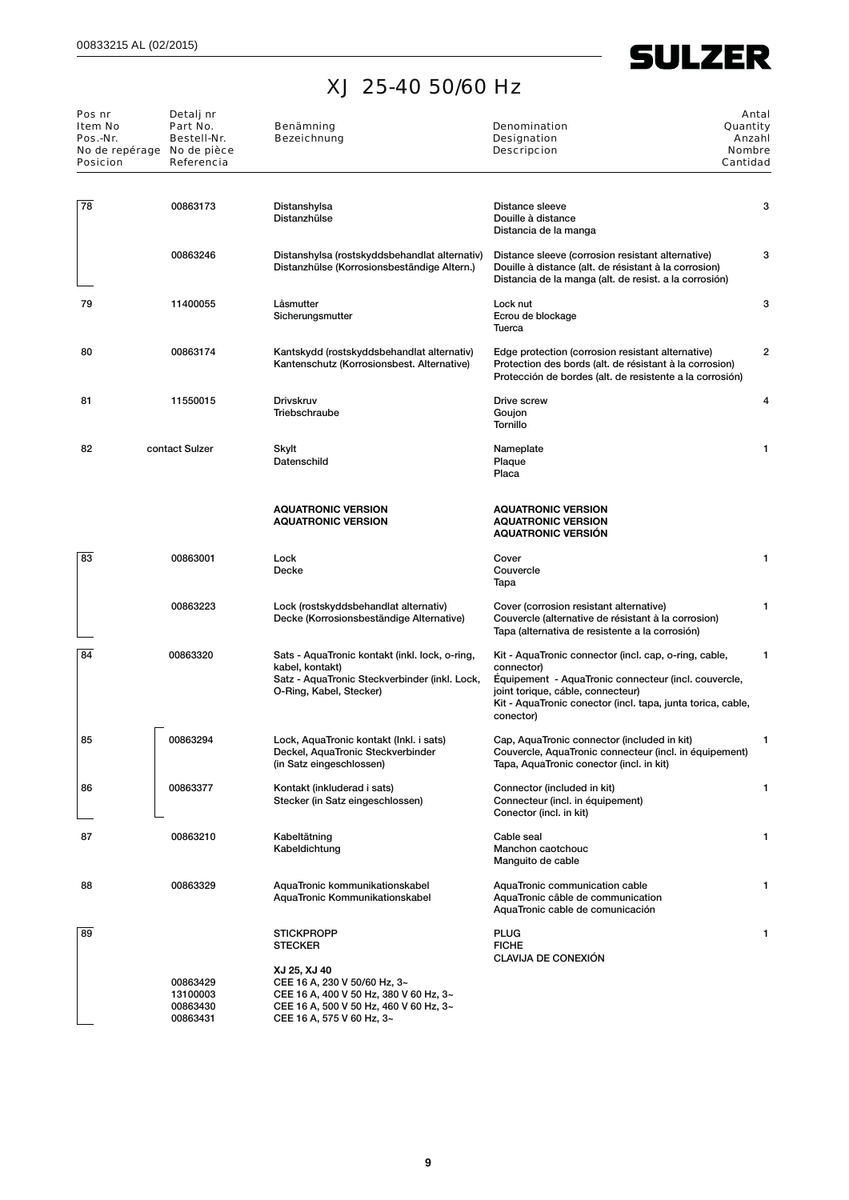# XJ 25-40 50/60 Hz

| Pos nr<br>Item No<br>Pos.-Nr.<br>No de repérage<br>Posicion | Detalj nr<br>Part No.<br>Bestell-Nr.<br>No de pièce<br>Referencia | Benämning<br>Bezeichnung | Denomination<br>Designation<br>Descripcion | Antal<br>Quantity<br>Anzahl<br>Nombre<br>Cantidad |
|---|---|---|---|---|
| 78 | 00863173 | Distanshylsa<br>Distanzhülse | Distance sleeve<br>Douille à distance<br>Distancia de la manga | 3 |
| | 00863246 | Distanshylsa (rostskyddsbehandlat alternativ)<br>Distanzhülse (Korrosionsbeständige Altern.) | Distance sleeve (corrosion resistant alternative)<br>Douille à distance (alt. de résistant à la corrosion)<br>Distancia de la manga (alt. de resist. a la corrosión) | 3 |
| 79 | 11400055 | Låsmutter<br>Sicherungsmutter | Lock nut<br>Ecrou de blockage<br>Tuerca | 3 |
| 80 | 00863174 | Kantskydd (rostskyddsbehandlat alternativ)<br>Kantenschutz (Korrosionsbest. Alternative) | Edge protection (corrosion resistant alternative)<br>Protection des bords (alt. de résistant à la corrosion)<br>Protección de bordes (alt. de resistente a la corrosión) | 2 |
| 81 | 11550015 | Drivskruv<br>Triebschraube | Drive screw<br>Goujon<br>Tornillo | 4 |
| 82 | contact Sulzer | Skylt<br>Datenschild | Nameplate<br>Plaque<br>Placa | 1 |
| | | **AQUATRONIC VERSION**<br>**AQUATRONIC VERSION** | **AQUATRONIC VERSION**<br>**AQUATRONIC VERSION**<br>**AQUATRONIC VERSIÓN** | |
| 83 | 00863001 | Lock<br>Decke | Cover<br>Couvercle<br>Tapa | 1 |
| | 00863223 | Lock (rostskyddsbehandlat alternativ)<br>Decke (Korrosionsbeständige Alternative) | Cover (corrosion resistant alternative)<br>Couvercle (alternative de résistant à la corrosion)<br>Tapa (alternativa de resistente a la corrosión) | 1 |
| 84 | 00863320 | Sats - AquaTronic kontakt (inkl. lock, o-ring, kabel, kontakt)<br>Satz - AquaTronic Steckverbinder (inkl. Lock, O-Ring, Kabel, Stecker) | Kit - AquaTronic connector (incl. cap, o-ring, cable, connector)<br>Équipement - AquaTronic connecteur (incl. couvercle, joint torique, cáble, connecteur)<br>Kit - AquaTronic conector (incl. tapa, junta torica, cable, conector) | 1 |
| 85 | 00863294 | Lock, AquaTronic kontakt (Inkl. i sats)<br>Deckel, AquaTronic Steckverbinder<br>(in Satz eingeschlossen) | Cap, AquaTronic connector (included in kit)<br>Couvercle, AquaTronic connecteur (incl. in équipement)<br>Tapa, AquaTronic conector (incl. in kit) | 1 |
| 86 | 00863377 | Kontakt (inkluderad i sats)<br>Stecker (in Satz eingeschlossen) | Connector (included in kit)<br>Connecteur (incl. in équipement)<br>Conector (incl. in kit) | 1 |
| 87 | 00863210 | Kabeltätning<br>Kabeldichtung | Cable seal<br>Manchon caotchouc<br>Manguito de cable | 1 |
| 88 | 00863329 | AquaTronic kommunikationskabel<br>AquaTronic Kommunikationskabel | AquaTronic communication cable<br>AquaTronic câble de communication<br>AquaTronic cable de comunicación | 1 |
| 89 | | STICKPROPP<br>STECKER | PLUG<br>FICHE<br>CLAVIJA DE CONEXIÓN | 1 |
| | | **XJ 25, XJ 40** | | |
| | 00863429 | CEE 16 A, 230 V 50/60 Hz, 3~ | | |
| | 13100003 | CEE 16 A, 400 V 50 Hz, 380 V 60 Hz, 3~ | | |
| | 00863430 | CEE 16 A, 500 V 50 Hz, 460 V 60 Hz, 3~ | | |
| | 00863431 | CEE 16 A, 575 V 60 Hz, 3~ | | |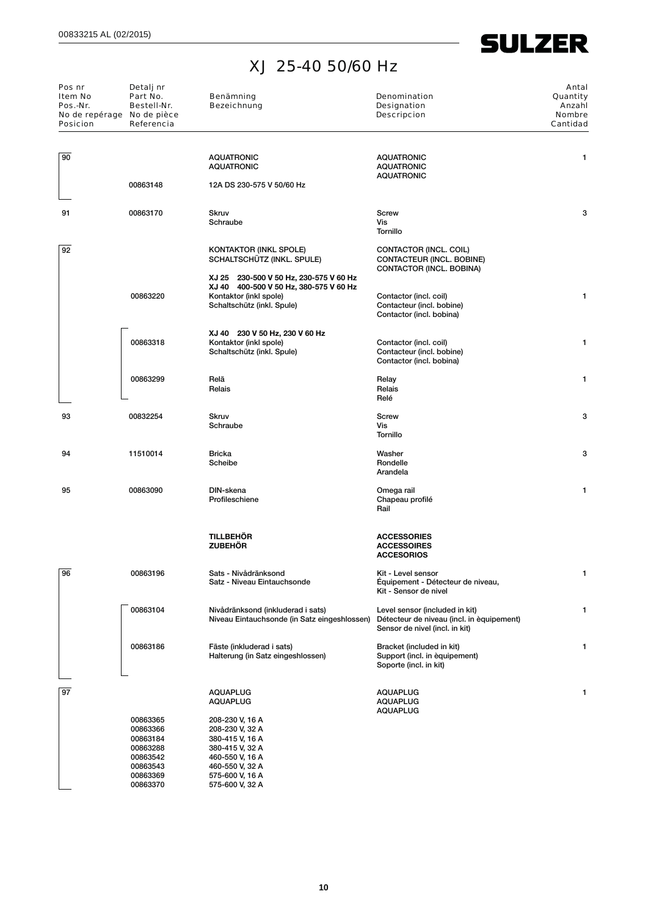ＸＪ 25-40 50/60 Hz

| Pos nr<br>Item No<br>Pos.-Nr.<br>No de repérage<br>Posicion | Detalj nr<br>Part No.<br>Bestell-Nr.<br>No de pièce<br>Referencia | Benämning<br>Bezeichnung | Denomination<br>Designation<br>Descripcion | Antal<br>Quantity<br>Anzahl<br>Nombre<br>Cantidad |
|---|---|---|---|---|
| 90 | | AQUATRONIC<br>AQUATRONIC | AQUATRONIC<br>AQUATRONIC<br>AQUATRONIC | 1 |
| | 00863148 | 12A DS 230-575 V 50/60 Hz | | |
| 91 | 00863170 | Skruv<br>Schraube | Screw<br>Vis<br>Tornillo | 3 |
| 92 | | KONTAKTOR (INKL SPOLE)<br>SCHALTSCHÜTZ (INKL. SPULE) | CONTACTOR (INCL. COIL)<br>CONTACTEUR (INCL. BOBINE)<br>CONTACTOR (INCL. BOBINA) | |
| | | XJ 25 230-500 V 50 Hz, 230-575 V 60 Hz<br>XJ 40 400-500 V 50 Hz, 380-575 V 60 Hz | | |
| | 00863220 | Kontaktor (inkl spole)<br>Schaltschütz (inkl. Spule) | Contactor (incl. coil)<br>Contacteur (incl. bobine)<br>Contactor (incl. bobina) | 1 |
| | | XJ 40 230 V 50 Hz, 230 V 60 Hz | | |
| | 00863318 | Kontaktor (inkl spole)<br>Schaltschütz (inkl. Spule) | Contactor (incl. coil)<br>Contacteur (incl. bobine)<br>Contactor (incl. bobina) | 1 |
| | 00863299 | Relä<br>Relais | Relay<br>Relais<br>Relé | 1 |
| 93 | 00832254 | Skruv<br>Schraube | Screw<br>Vis<br>Tornillo | 3 |
| 94 | 11510014 | Bricka<br>Scheibe | Washer<br>Rondelle<br>Arandela | 3 |
| 95 | 00863090 | DIN-skena<br>Profileschiene | Omega rail<br>Chapeau profilé<br>Rail | 1 |
| | | **TILLBEHÖR**<br>**ZUBEHÖR** | **ACCESSORIES**<br>**ACCESSOIRES**<br>**ACCESORIOS** | |
| 96 | 00863196 | Sats - Nivådränksond<br>Satz - Niveau Eintauchsonde | Kit - Level sensor<br>Équipement - Détecteur de niveau,<br>Kit - Sensor de nivel | 1 |
| | 00863104 | Nivådränksond (inkluderad i sats)<br>Niveau Eintauchsonde (in Satz eingeshlossen) | Level sensor (included in kit)<br>Détecteur de niveau (incl. in èquipement)<br>Sensor de nivel (incl. in kit) | 1 |
| | 00863186 | Fäste (inkluderad i sats)<br>Halterung (in Satz eingeshlossen) | Bracket (included in kit)<br>Support (incl. in èquipement)<br>Soporte (incl. in kit) | 1 |
| 97 | | AQUAPLUG<br>AQUAPLUG | AQUAPLUG<br>AQUAPLUG<br>AQUAPLUG | 1 |
| | 00863365 | 208-230 V, 16 A | | |
| | 00863366 | 208-230 V, 32 A | | |
| | 00863184 | 380-415 V, 16 A | | |
| | 00863288 | 380-415 V, 32 A | | |
| | 00863542 | 460-550 V, 16 A | | |
| | 00863543 | 460-550 V, 32 A | | |
| | 00863369 | 575-600 V, 16 A | | |
| | 00863370 | 575-600 V, 32 A | | |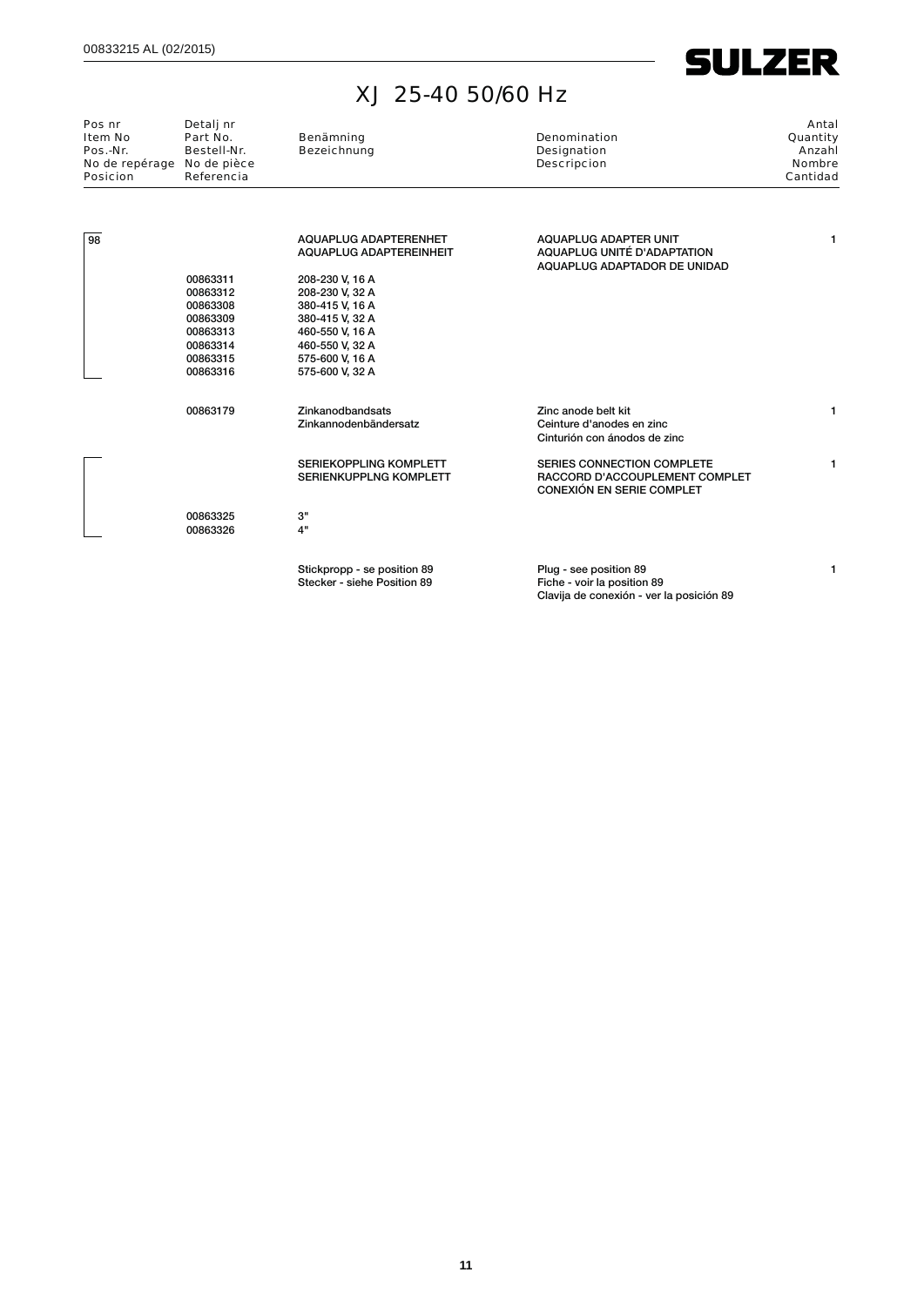# XJ 25-40 50/60 Hz

| Pos nr<br>Item No<br>Pos.-Nr.<br>No de repérage<br>Posicion | Detalj nr<br>Part No.<br>Bestell-Nr.<br>No de pièce<br>Referencia | Benämning<br>Bezeichnung | Denomination<br>Designation<br>Descripcion | Antal<br>Quantity<br>Anzahl<br>Nombre<br>Cantidad |
|---|---|---|---|---|
| 98 | | AQUAPLUG ADAPTERENHET<br>AQUAPLUG ADAPTEREINHEIT | AQUAPLUG ADAPTER UNIT<br>AQUAPLUG UNITÉ D'ADAPTATION<br>AQUAPLUG ADAPTADOR DE UNIDAD | 1 |
| | 00863311 | 208-230 V, 16 A | | |
| | 00863312 | 208-230 V, 32 A | | |
| | 00863308 | 380-415 V, 16 A | | |
| | 00863309 | 380-415 V, 32 A | | |
| | 00863313 | 460-550 V, 16 A | | |
| | 00863314 | 460-550 V, 32 A | | |
| | 00863315 | 575-600 V, 16 A | | |
| | 00863316 | 575-600 V, 32 A | | |
| | 00863179 | Zinkanodbandsats<br>Zinkannodenbändersatz | Zinc anode belt kit<br>Ceinture d'anodes en zinc<br>Cinturión con ánodos de zinc | 1 |
| | | SERIEKOPPLING KOMPLETT<br>SERIENKUPPLNG KOMPLETT | SERIES CONNECTION COMPLETE<br>RACCORD D'ACCOUPLEMENT COMPLET<br>CONEXIÓN EN SERIE COMPLET | 1 |
| | 00863325 | 3" | | |
| | 00863326 | 4" | | |
| | | Stickpropp - se position 89<br>Stecker - siehe Position 89 | Plug - see position 89<br>Fiche - voir la position 89<br>Clavija de conexión - ver la posición 89 | 1 |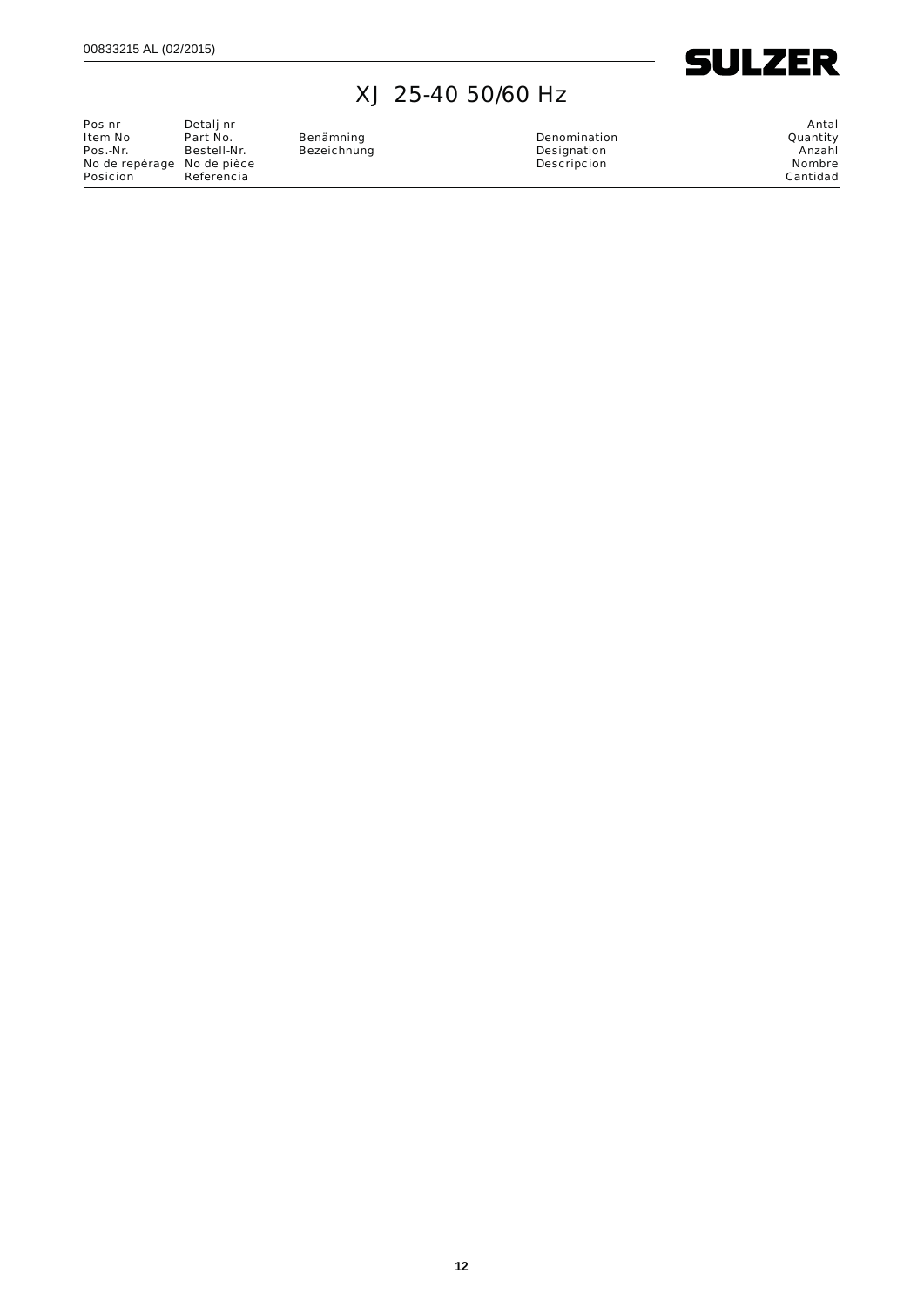# XJ 25-40 50/60 Hz

| Pos nr<br>Item No<br>Pos.-Nr.<br>No de repérage<br>Posicion | Detalj nr<br>Part No.<br>Bestell-Nr.<br>No de pièce<br>Referencia | Benämning<br>Bezeichnung | Denomination<br>Designation<br>Descripcion | Antal<br>Quantity<br>Anzahl<br>Nombre<br>Cantidad |
|---|---|---|---|---|